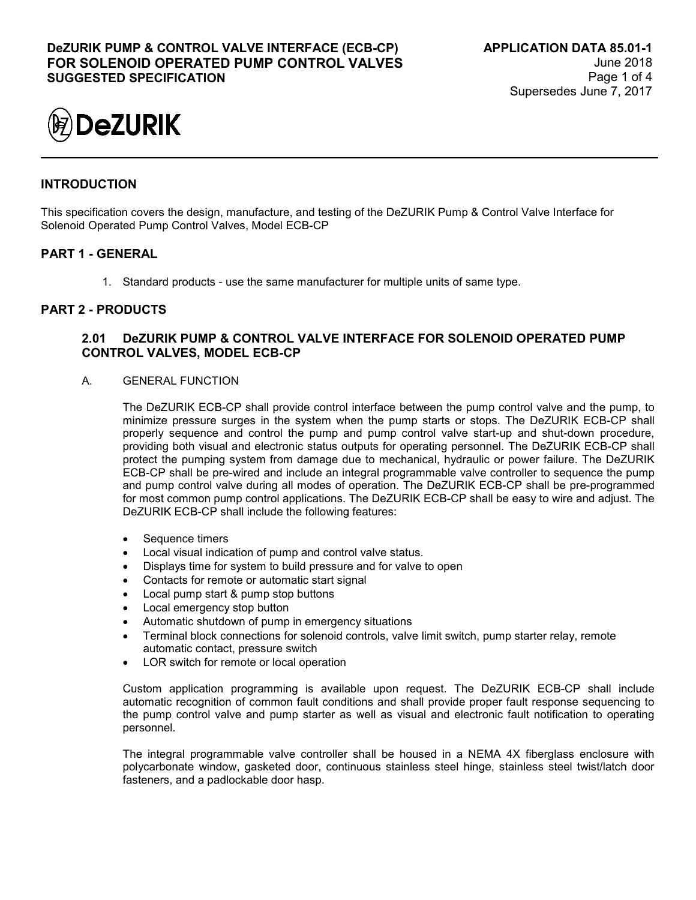# DeZURIK PUMP & CONTROL VALVE INTERFACE (ECB-CP) FOR SOLENOID OPERATED PUMP CONTROL VALVES SUGGESTED SPECIFICATION

**APPLICATION DATA 85.01-1**
June 2018
Supersedes June 7, 2017

DeZURIK

## INTRODUCTION

This specification covers the design, manufacture, and testing of the DeZURIK Pump & Control Valve Interface for Solenoid Operated Pump Control Valves, Model ECB-CP

## PART 1 - GENERAL

1. Standard products - use the same manufacturer for multiple units of same type.

## PART 2 - PRODUCTS

### 2.01 DeZURIK PUMP & CONTROL VALVE INTERFACE FOR SOLENOID OPERATED PUMP CONTROL VALVES, MODEL ECB-CP

A. GENERAL FUNCTION

The DeZURIK ECB-CP shall provide control interface between the pump control valve and the pump, to minimize pressure surges in the system when the pump starts or stops. The DeZURIK ECB-CP shall properly sequence and control the pump and pump control valve start-up and shut-down procedure, providing both visual and electronic status outputs for operating personnel. The DeZURIK ECB-CP shall protect the pumping system from damage due to mechanical, hydraulic or power failure. The DeZURIK ECB-CP shall be pre-wired and include an integral programmable valve controller to sequence the pump and pump control valve during all modes of operation. The DeZURIK ECB-CP shall be pre-programmed for most common pump control applications. The DeZURIK ECB-CP shall be easy to wire and adjust. The DeZURIK ECB-CP shall include the following features:

- Sequence timers
- Local visual indication of pump and control valve status.
- Displays time for system to build pressure and for valve to open
- Contacts for remote or automatic start signal
- Local pump start & pump stop buttons
- Local emergency stop button
- Automatic shutdown of pump in emergency situations
- Terminal block connections for solenoid controls, valve limit switch, pump starter relay, remote automatic contact, pressure switch
- LOR switch for remote or local operation

Custom application programming is available upon request. The DeZURIK ECB-CP shall include automatic recognition of common fault conditions and shall provide proper fault response sequencing to the pump control valve and pump starter as well as visual and electronic fault notification to operating personnel.

The integral programmable valve controller shall be housed in a NEMA 4X fiberglass enclosure with polycarbonate window, gasketed door, continuous stainless steel hinge, stainless steel twist/latch door fasteners, and a padlockable door hasp.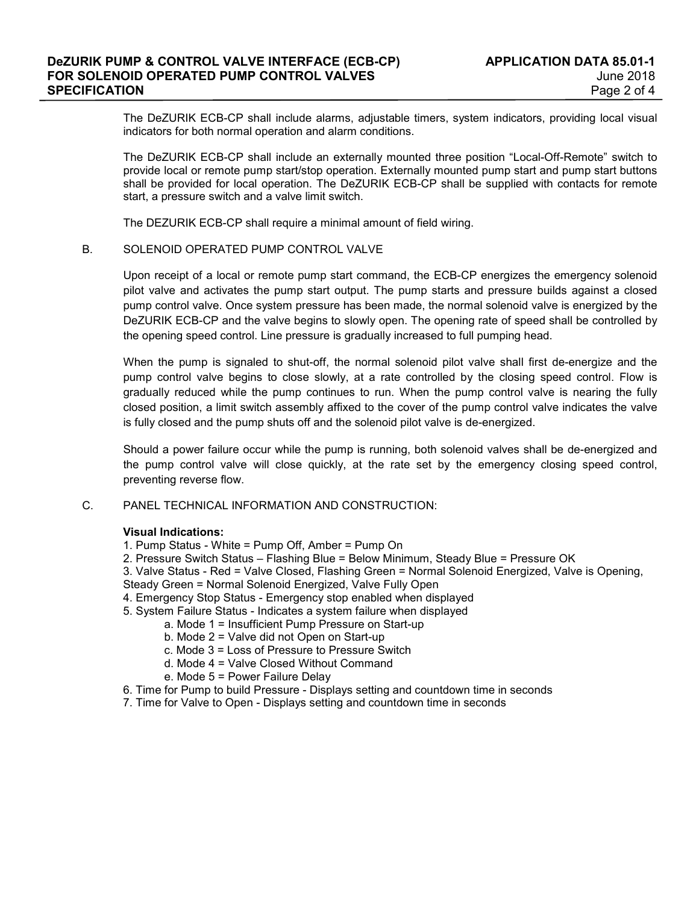The DeZURIK ECB-CP shall include alarms, adjustable timers, system indicators, providing local visual indicators for both normal operation and alarm conditions.

The DeZURIK ECB-CP shall include an externally mounted three position “Local-Off-Remote” switch to provide local or remote pump start/stop operation. Externally mounted pump start and pump start buttons shall be provided for local operation. The DeZURIK ECB-CP shall be supplied with contacts for remote start, a pressure switch and a valve limit switch.

The DEZURIK ECB-CP shall require a minimal amount of field wiring.

B. SOLENOID OPERATED PUMP CONTROL VALVE

Upon receipt of a local or remote pump start command, the ECB-CP energizes the emergency solenoid pilot valve and activates the pump start output. The pump starts and pressure builds against a closed pump control valve. Once system pressure has been made, the normal solenoid valve is energized by the DeZURIK ECB-CP and the valve begins to slowly open. The opening rate of speed shall be controlled by the opening speed control. Line pressure is gradually increased to full pumping head.

When the pump is signaled to shut-off, the normal solenoid pilot valve shall first de-energize and the pump control valve begins to close slowly, at a rate controlled by the closing speed control. Flow is gradually reduced while the pump continues to run. When the pump control valve is nearing the fully closed position, a limit switch assembly affixed to the cover of the pump control valve indicates the valve is fully closed and the pump shuts off and the solenoid pilot valve is de-energized.

Should a power failure occur while the pump is running, both solenoid valves shall be de-energized and the pump control valve will close quickly, at the rate set by the emergency closing speed control, preventing reverse flow.

C. PANEL TECHNICAL INFORMATION AND CONSTRUCTION:

**Visual Indications:**

1. Pump Status - White = Pump Off, Amber = Pump On
2. Pressure Switch Status – Flashing Blue = Below Minimum, Steady Blue = Pressure OK
3. Valve Status - Red = Valve Closed, Flashing Green = Normal Solenoid Energized, Valve is Opening, Steady Green = Normal Solenoid Energized, Valve Fully Open
4. Emergency Stop Status - Emergency stop enabled when displayed
5. System Failure Status - Indicates a system failure when displayed
   a. Mode 1 = Insufficient Pump Pressure on Start-up
   b. Mode 2 = Valve did not Open on Start-up
   c. Mode 3 = Loss of Pressure to Pressure Switch
   d. Mode 4 = Valve Closed Without Command
   e. Mode 5 = Power Failure Delay
6. Time for Pump to build Pressure - Displays setting and countdown time in seconds
7. Time for Valve to Open - Displays setting and countdown time in seconds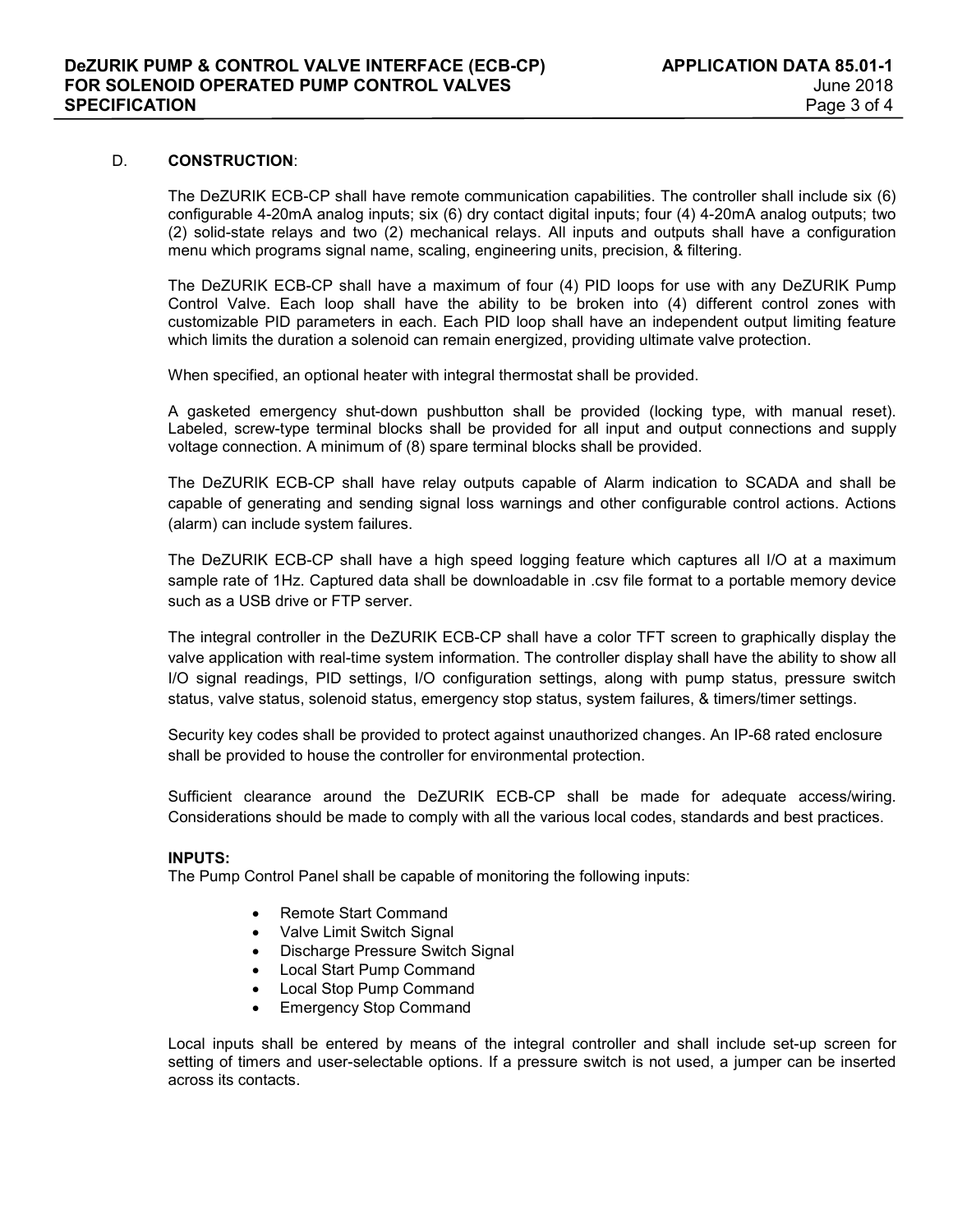D. **CONSTRUCTION**:

The DeZURIK ECB-CP shall have remote communication capabilities. The controller shall include six (6) configurable 4-20mA analog inputs; six (6) dry contact digital inputs; four (4) 4-20mA analog outputs; two (2) solid-state relays and two (2) mechanical relays. All inputs and outputs shall have a configuration menu which programs signal name, scaling, engineering units, precision, & filtering.

The DeZURIK ECB-CP shall have a maximum of four (4) PID loops for use with any DeZURIK Pump Control Valve. Each loop shall have the ability to be broken into (4) different control zones with customizable PID parameters in each. Each PID loop shall have an independent output limiting feature which limits the duration a solenoid can remain energized, providing ultimate valve protection.

When specified, an optional heater with integral thermostat shall be provided.

A gasketed emergency shut-down pushbutton shall be provided (locking type, with manual reset). Labeled, screw-type terminal blocks shall be provided for all input and output connections and supply voltage connection. A minimum of (8) spare terminal blocks shall be provided.

The DeZURIK ECB-CP shall have relay outputs capable of Alarm indication to SCADA and shall be capable of generating and sending signal loss warnings and other configurable control actions. Actions (alarm) can include system failures.

The DeZURIK ECB-CP shall have a high speed logging feature which captures all I/O at a maximum sample rate of 1Hz. Captured data shall be downloadable in .csv file format to a portable memory device such as a USB drive or FTP server.

The integral controller in the DeZURIK ECB-CP shall have a color TFT screen to graphically display the valve application with real-time system information. The controller display shall have the ability to show all I/O signal readings, PID settings, I/O configuration settings, along with pump status, pressure switch status, valve status, solenoid status, emergency stop status, system failures, & timers/timer settings.

Security key codes shall be provided to protect against unauthorized changes. An IP-68 rated enclosure shall be provided to house the controller for environmental protection.

Sufficient clearance around the DeZURIK ECB-CP shall be made for adequate access/wiring. Considerations should be made to comply with all the various local codes, standards and best practices.

**INPUTS:**

The Pump Control Panel shall be capable of monitoring the following inputs:

- Remote Start Command
- Valve Limit Switch Signal
- Discharge Pressure Switch Signal
- Local Start Pump Command
- Local Stop Pump Command
- Emergency Stop Command

Local inputs shall be entered by means of the integral controller and shall include set-up screen for setting of timers and user-selectable options. If a pressure switch is not used, a jumper can be inserted across its contacts.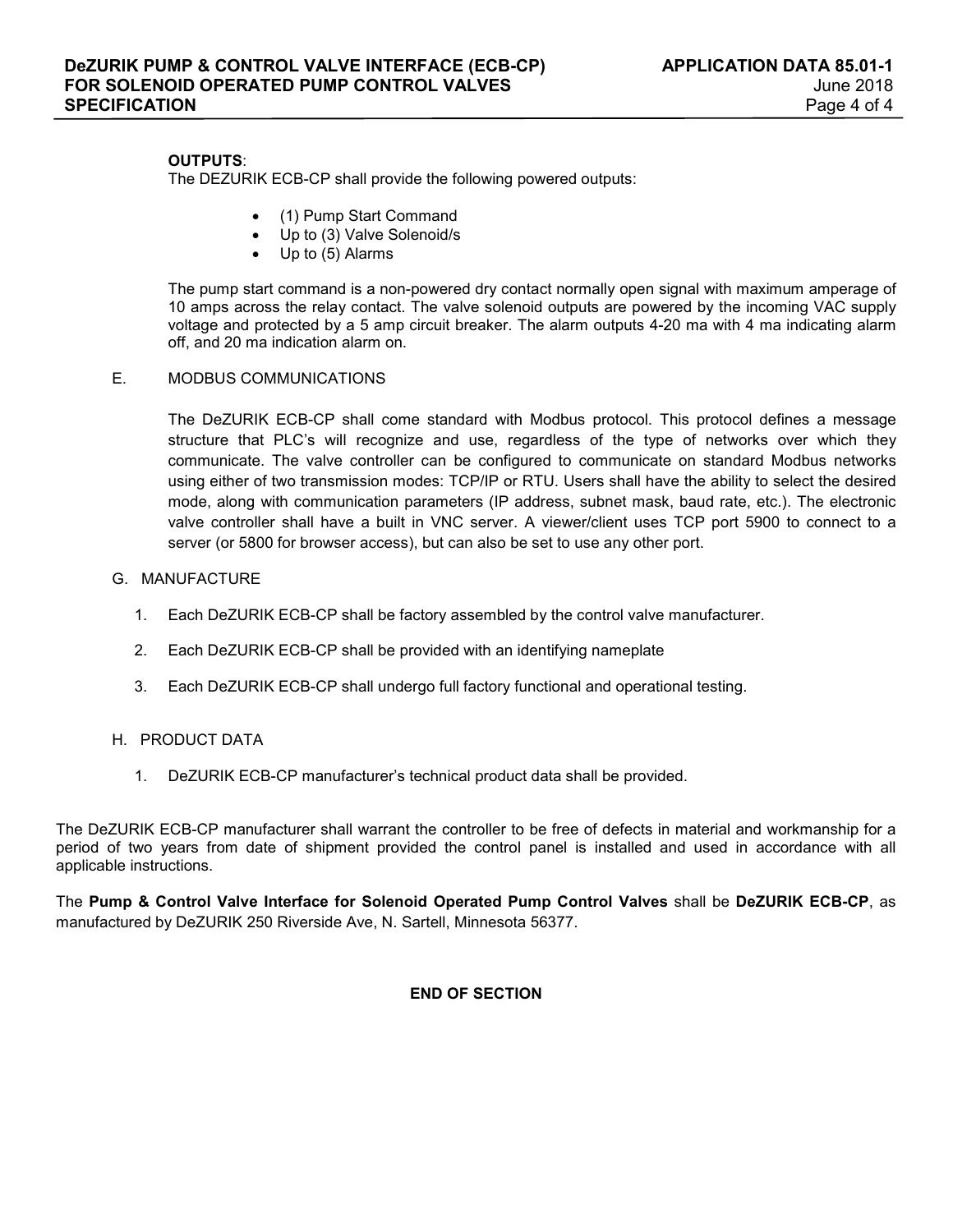**OUTPUTS**:

The DEZURIK ECB-CP shall provide the following powered outputs:

- (1) Pump Start Command
- Up to (3) Valve Solenoid/s
- Up to (5) Alarms

The pump start command is a non-powered dry contact normally open signal with maximum amperage of 10 amps across the relay contact. The valve solenoid outputs are powered by the incoming VAC supply voltage and protected by a 5 amp circuit breaker. The alarm outputs 4-20 ma with 4 ma indicating alarm off, and 20 ma indication alarm on.

E. MODBUS COMMUNICATIONS

The DeZURIK ECB-CP shall come standard with Modbus protocol. This protocol defines a message structure that PLC's will recognize and use, regardless of the type of networks over which they communicate. The valve controller can be configured to communicate on standard Modbus networks using either of two transmission modes: TCP/IP or RTU. Users shall have the ability to select the desired mode, along with communication parameters (IP address, subnet mask, baud rate, etc.). The electronic valve controller shall have a built in VNC server. A viewer/client uses TCP port 5900 to connect to a server (or 5800 for browser access), but can also be set to use any other port.

G. MANUFACTURE

1. Each DeZURIK ECB-CP shall be factory assembled by the control valve manufacturer.
2. Each DeZURIK ECB-CP shall be provided with an identifying nameplate
3. Each DeZURIK ECB-CP shall undergo full factory functional and operational testing.

H. PRODUCT DATA

1. DeZURIK ECB-CP manufacturer's technical product data shall be provided.

The DeZURIK ECB-CP manufacturer shall warrant the controller to be free of defects in material and workmanship for a period of two years from date of shipment provided the control panel is installed and used in accordance with all applicable instructions.

The **Pump & Control Valve Interface for Solenoid Operated Pump Control Valves** shall be **DeZURIK ECB-CP**, as manufactured by DeZURIK 250 Riverside Ave, N. Sartell, Minnesota 56377.

**END OF SECTION**